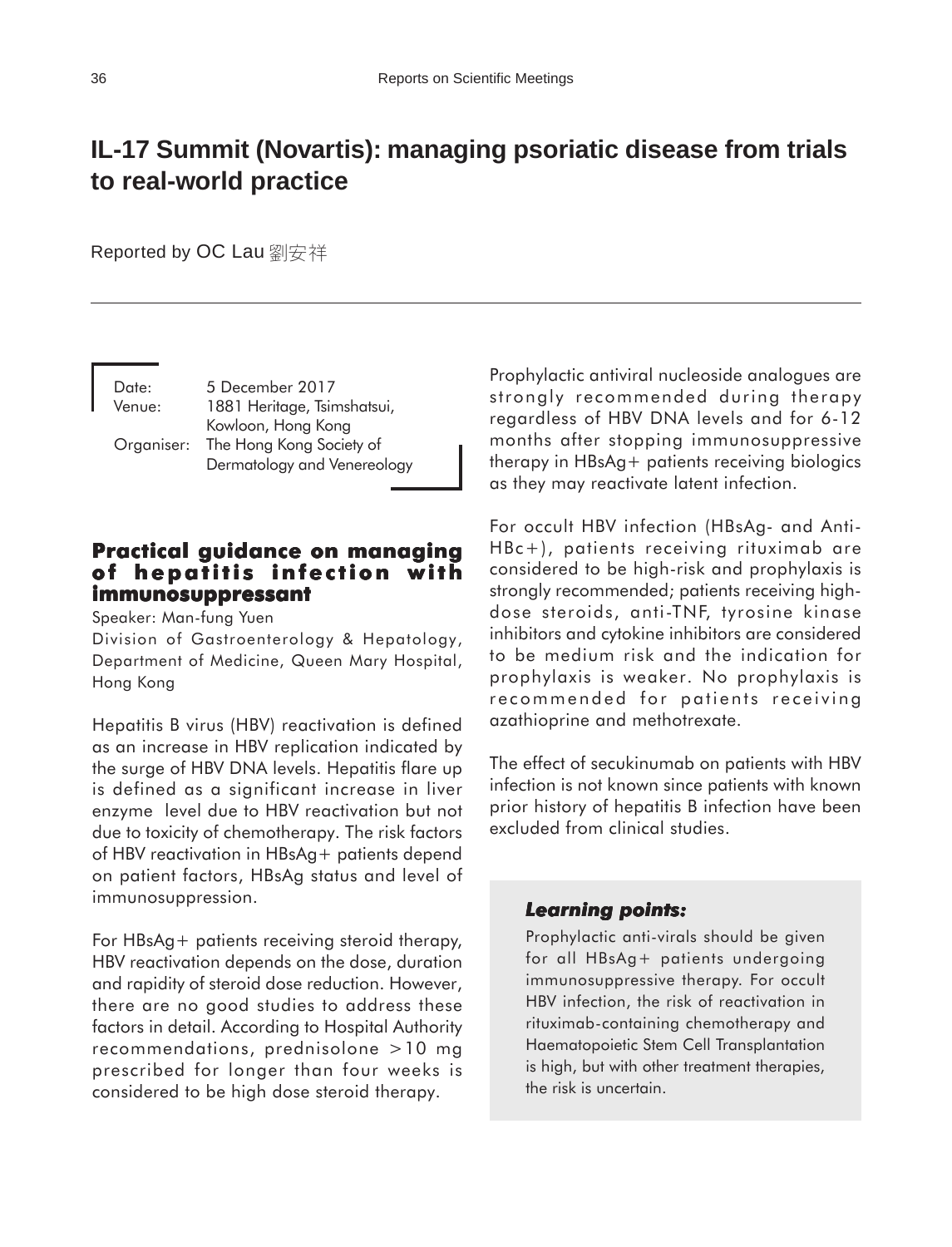# IL-17 Summit (Novartis): managing psoriatic disease from trials to real-world practice

Reported by OC Lau 劉安祥

Date: 5 December 2017
Venue: 1881 Heritage, Tsimshatsui, Kowloon, Hong Kong
Organiser: The Hong Kong Society of Dermatology and Venereology

## Practical guidance on managing of hepatitis infection with immunosuppressant

Speaker: Man-fung Yuen

Division of Gastroenterology & Hepatology, Department of Medicine, Queen Mary Hospital, Hong Kong

Hepatitis B virus (HBV) reactivation is defined as an increase in HBV replication indicated by the surge of HBV DNA levels. Hepatitis flare up is defined as a significant increase in liver enzyme level due to HBV reactivation but not due to toxicity of chemotherapy. The risk factors of HBV reactivation in HBsAg+ patients depend on patient factors, HBsAg status and level of immunosuppression.

For HBsAg+ patients receiving steroid therapy, HBV reactivation depends on the dose, duration and rapidity of steroid dose reduction. However, there are no good studies to address these factors in detail. According to Hospital Authority recommendations, prednisolone >10 mg prescribed for longer than four weeks is considered to be high dose steroid therapy.

Prophylactic antiviral nucleoside analogues are strongly recommended during therapy regardless of HBV DNA levels and for 6-12 months after stopping immunosuppressive therapy in HBsAg+ patients receiving biologics as they may reactivate latent infection.

For occult HBV infection (HBsAg- and Anti-HBc+), patients receiving rituximab are considered to be high-risk and prophylaxis is strongly recommended; patients receiving high-dose steroids, anti-TNF, tyrosine kinase inhibitors and cytokine inhibitors are considered to be medium risk and the indication for prophylaxis is weaker. No prophylaxis is recommended for patients receiving azathioprine and methotrexate.

The effect of secukinumab on patients with HBV infection is not known since patients with known prior history of hepatitis B infection have been excluded from clinical studies.

### *Learning points:*

Prophylactic anti-virals should be given for all HBsAg+ patients undergoing immunosuppressive therapy. For occult HBV infection, the risk of reactivation in rituximab-containing chemotherapy and Haematopoietic Stem Cell Transplantation is high, but with other treatment therapies, the risk is uncertain.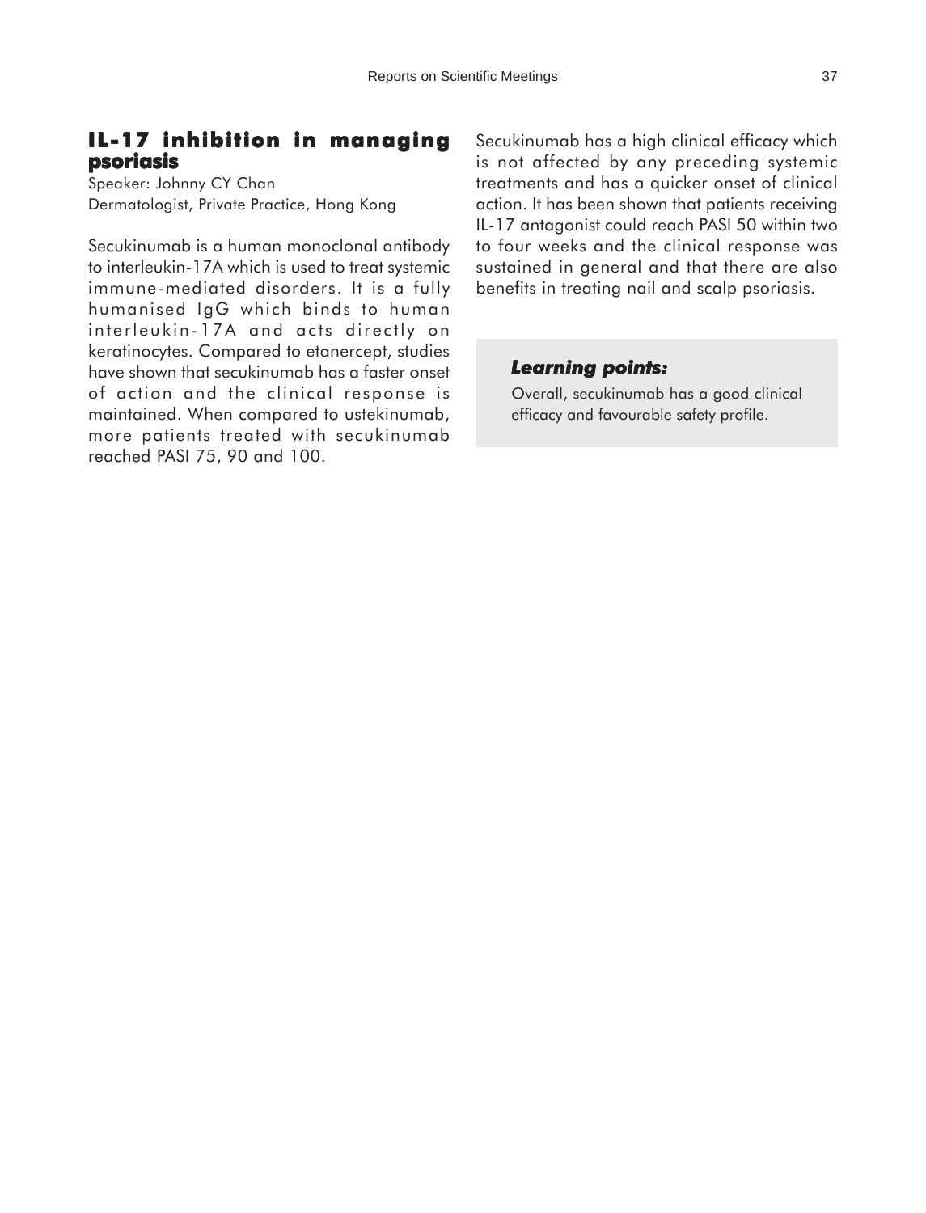## IL-17 inhibition in managing psoriasis

Speaker: Johnny CY Chan
Dermatologist, Private Practice, Hong Kong

Secukinumab is a human monoclonal antibody to interleukin-17A which is used to treat systemic immune-mediated disorders. It is a fully humanised IgG which binds to human interleukin-17A and acts directly on keratinocytes. Compared to etanercept, studies have shown that secukinumab has a faster onset of action and the clinical response is maintained. When compared to ustekinumab, more patients treated with secukinumab reached PASI 75, 90 and 100.

Secukinumab has a high clinical efficacy which is not affected by any preceding systemic treatments and has a quicker onset of clinical action. It has been shown that patients receiving IL-17 antagonist could reach PASI 50 within two to four weeks and the clinical response was sustained in general and that there are also benefits in treating nail and scalp psoriasis.

***Learning points:***

Overall, secukinumab has a good clinical efficacy and favourable safety profile.